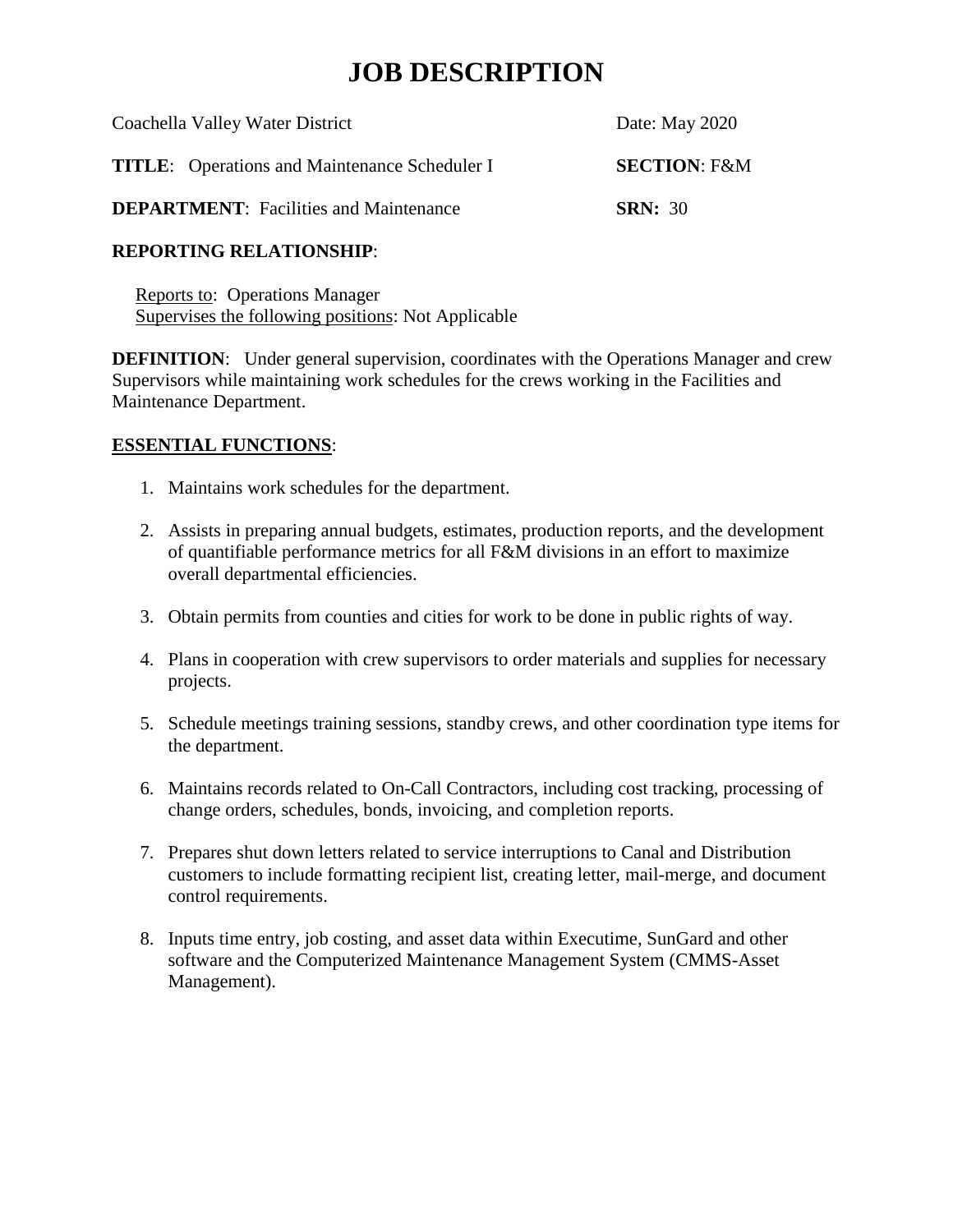# JOB DESCRIPTION

Coachella Valley Water District | Date: May 2020

**TITLE**: Operations and Maintenance Scheduler I | **SECTION**: F&M

**DEPARTMENT**: Facilities and Maintenance | **SRN:** 30

**REPORTING RELATIONSHIP**:

Reports to: Operations Manager
Supervises the following positions: Not Applicable

**DEFINITION**: Under general supervision, coordinates with the Operations Manager and crew Supervisors while maintaining work schedules for the crews working in the Facilities and Maintenance Department.

**ESSENTIAL FUNCTIONS**:

1. Maintains work schedules for the department.
2. Assists in preparing annual budgets, estimates, production reports, and the development of quantifiable performance metrics for all F&M divisions in an effort to maximize overall departmental efficiencies.
3. Obtain permits from counties and cities for work to be done in public rights of way.
4. Plans in cooperation with crew supervisors to order materials and supplies for necessary projects.
5. Schedule meetings training sessions, standby crews, and other coordination type items for the department.
6. Maintains records related to On-Call Contractors, including cost tracking, processing of change orders, schedules, bonds, invoicing, and completion reports.
7. Prepares shut down letters related to service interruptions to Canal and Distribution customers to include formatting recipient list, creating letter, mail-merge, and document control requirements.
8. Inputs time entry, job costing, and asset data within Executime, SunGard and other software and the Computerized Maintenance Management System (CMMS-Asset Management).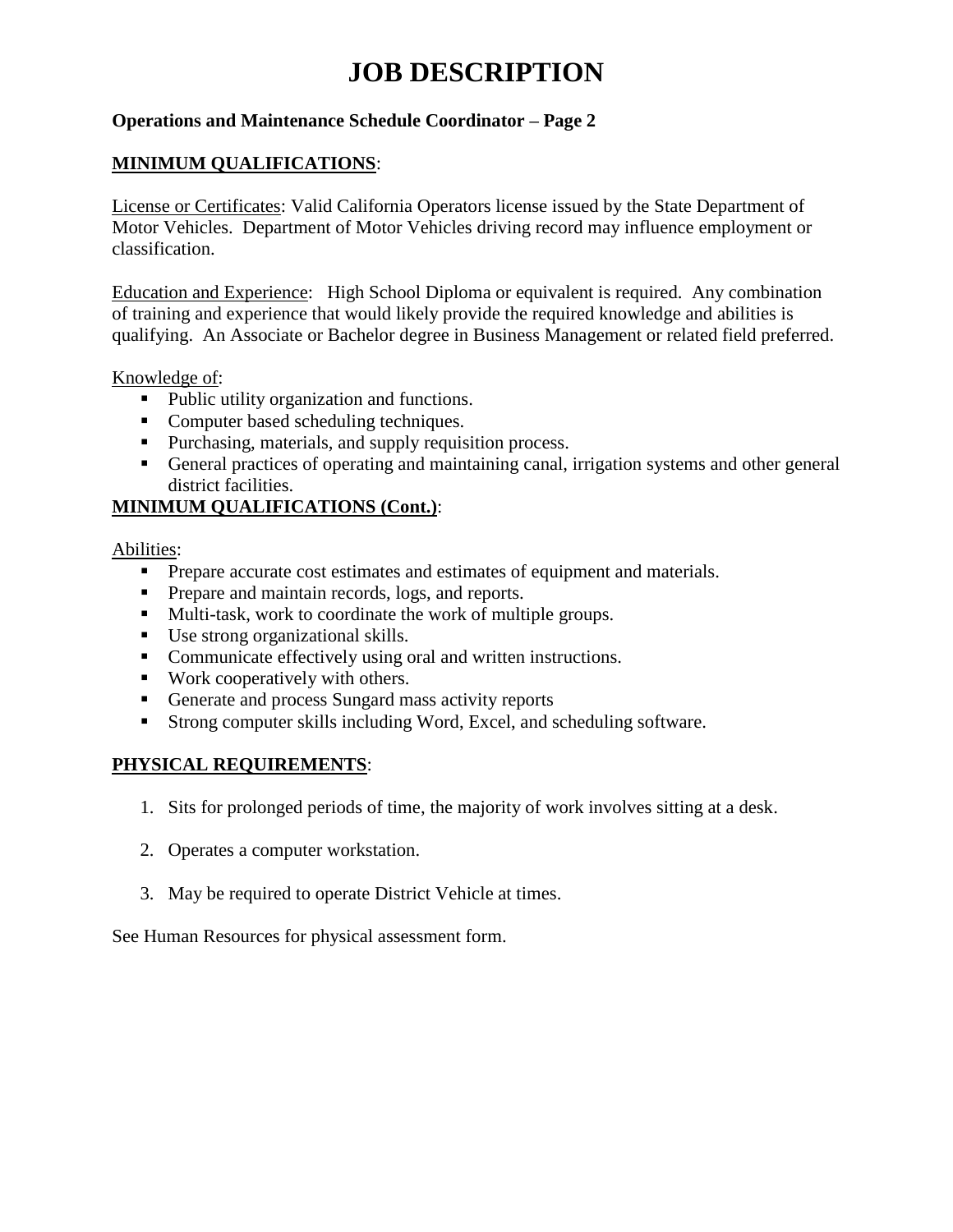# JOB DESCRIPTION

**Operations and Maintenance Schedule Coordinator – Page 2**

**MINIMUM QUALIFICATIONS**:

License or Certificates: Valid California Operators license issued by the State Department of Motor Vehicles. Department of Motor Vehicles driving record may influence employment or classification.

Education and Experience: High School Diploma or equivalent is required. Any combination of training and experience that would likely provide the required knowledge and abilities is qualifying. An Associate or Bachelor degree in Business Management or related field preferred.

Knowledge of:

- Public utility organization and functions.
- Computer based scheduling techniques.
- Purchasing, materials, and supply requisition process.
- General practices of operating and maintaining canal, irrigation systems and other general district facilities.

**MINIMUM QUALIFICATIONS (Cont.)**:

Abilities:

- Prepare accurate cost estimates and estimates of equipment and materials.
- Prepare and maintain records, logs, and reports.
- Multi-task, work to coordinate the work of multiple groups.
- Use strong organizational skills.
- Communicate effectively using oral and written instructions.
- Work cooperatively with others.
- Generate and process Sungard mass activity reports
- Strong computer skills including Word, Excel, and scheduling software.

**PHYSICAL REQUIREMENTS**:

1. Sits for prolonged periods of time, the majority of work involves sitting at a desk.
2. Operates a computer workstation.
3. May be required to operate District Vehicle at times.

See Human Resources for physical assessment form.